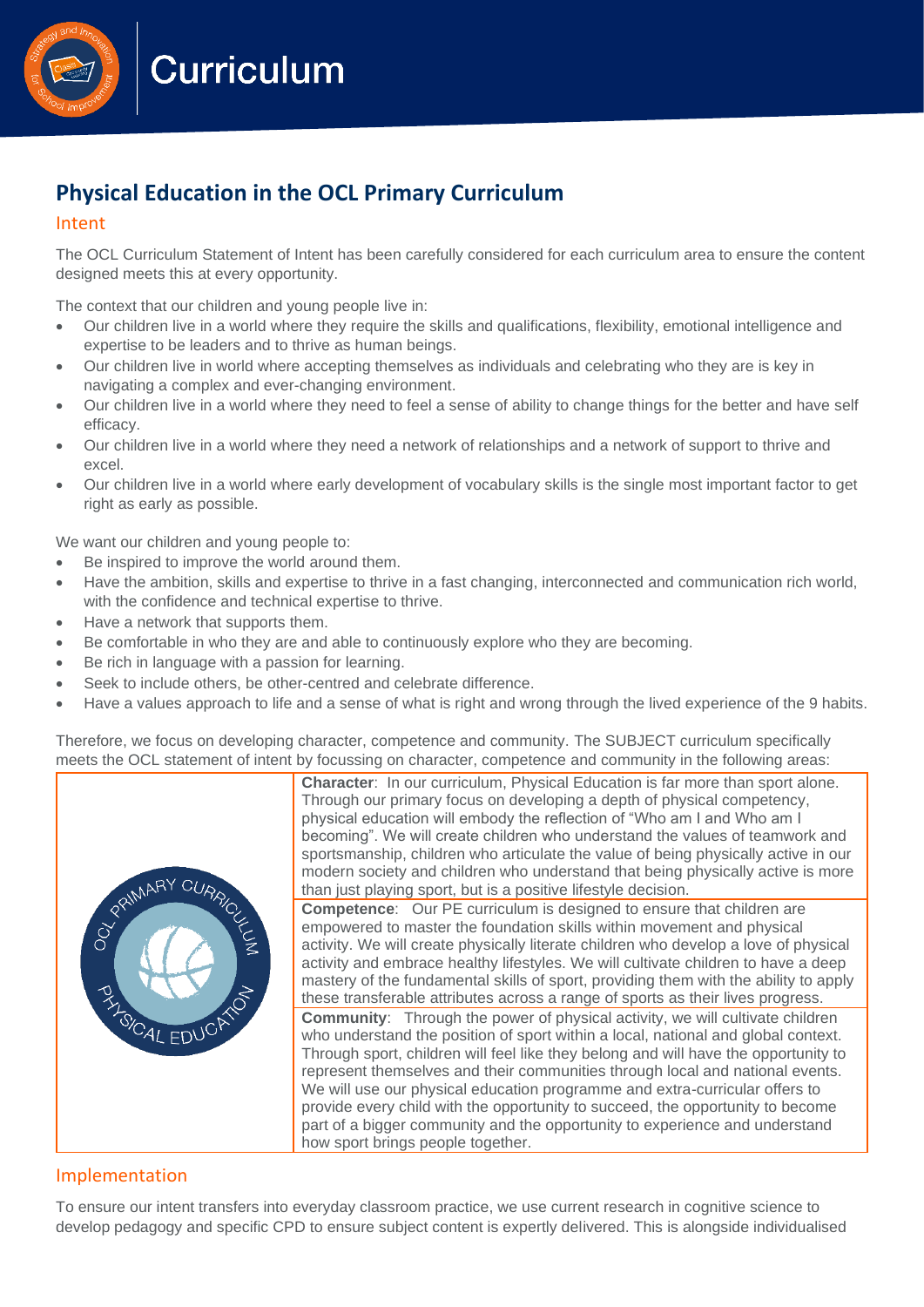# Curriculum

## Physical Education in the OCL Primary Curriculum

### Intent

The OCL Curriculum Statement of Intent has been carefully considered for each curriculum area to ensure the content designed meets this at every opportunity.

The context that our children and young people live in:

- Our children live in a world where they require the skills and qualifications, flexibility, emotional intelligence and expertise to be leaders and to thrive as human beings.
- Our children live in world where accepting themselves as individuals and celebrating who they are is key in navigating a complex and ever-changing environment.
- Our children live in a world where they need to feel a sense of ability to change things for the better and have self efficacy.
- Our children live in a world where they need a network of relationships and a network of support to thrive and excel.
- Our children live in a world where early development of vocabulary skills is the single most important factor to get right as early as possible.

We want our children and young people to:

- Be inspired to improve the world around them.
- Have the ambition, skills and expertise to thrive in a fast changing, interconnected and communication rich world, with the confidence and technical expertise to thrive.
- Have a network that supports them.
- Be comfortable in who they are and able to continuously explore who they are becoming.
- Be rich in language with a passion for learning.
- Seek to include others, be other-centred and celebrate difference.
- Have a values approach to life and a sense of what is right and wrong through the lived experience of the 9 habits.

Therefore, we focus on developing character, competence and community. The SUBJECT curriculum specifically meets the OCL statement of intent by focussing on character, competence and community in the following areas:

| OCL PRIMARY CURRICULUM PHYSICAL EDUCATION | |
|---|---|
| | **Character**: In our curriculum, Physical Education is far more than sport alone. Through our primary focus on developing a depth of physical competency, physical education will embody the reflection of "Who am I and Who am I becoming". We will create children who understand the values of teamwork and sportsmanship, children who articulate the value of being physically active in our modern society and children who understand that being physically active is more than just playing sport, but is a positive lifestyle decision. |
| | **Competence**: Our PE curriculum is designed to ensure that children are empowered to master the foundation skills within movement and physical activity. We will create physically literate children who develop a love of physical activity and embrace healthy lifestyles. We will cultivate children to have a deep mastery of the fundamental skills of sport, providing them with the ability to apply these transferable attributes across a range of sports as their lives progress. |
| | **Community**: Through the power of physical activity, we will cultivate children who understand the position of sport within a local, national and global context. Through sport, children will feel like they belong and will have the opportunity to represent themselves and their communities through local and national events. We will use our physical education programme and extra-curricular offers to provide every child with the opportunity to succeed, the opportunity to become part of a bigger community and the opportunity to experience and understand how sport brings people together. |

### Implementation

To ensure our intent transfers into everyday classroom practice, we use current research in cognitive science to develop pedagogy and specific CPD to ensure subject content is expertly delivered. This is alongside individualised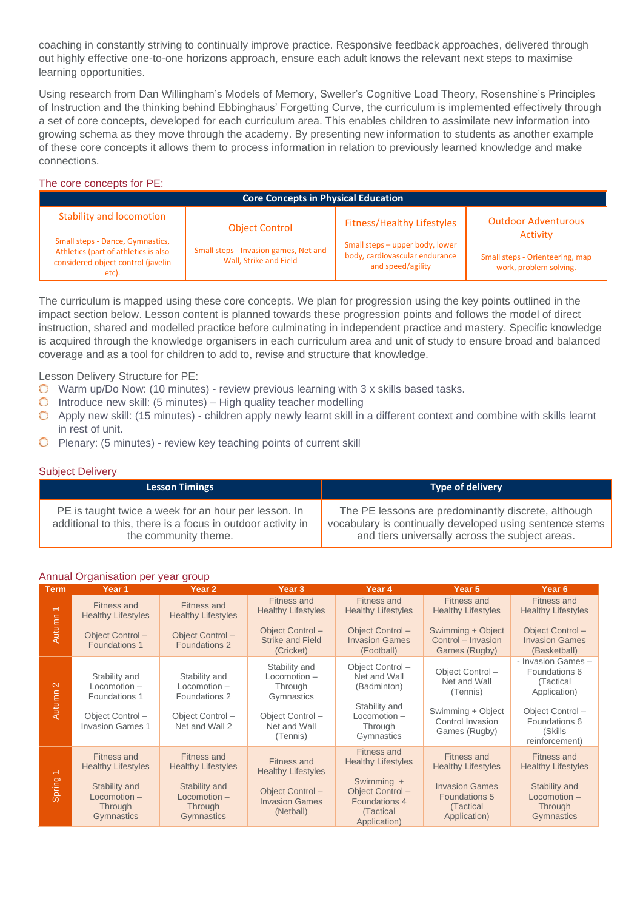coaching in constantly striving to continually improve practice. Responsive feedback approaches, delivered through out highly effective one-to-one horizons approach, ensure each adult knows the relevant next steps to maximise learning opportunities.

Using research from Dan Willingham's Models of Memory, Sweller's Cognitive Load Theory, Rosenshine's Principles of Instruction and the thinking behind Ebbinghaus' Forgetting Curve, the curriculum is implemented effectively through a set of core concepts, developed for each curriculum area. This enables children to assimilate new information into growing schema as they move through the academy. By presenting new information to students as another example of these core concepts it allows them to process information in relation to previously learned knowledge and make connections.

## The core concepts for PE:

| Core Concepts in Physical Education | | | |
|---|---|---|---|
| Stability and locomotion<br><br>Small steps - Dance, Gymnastics, Athletics (part of athletics is also considered object control (javelin etc). | Object Control<br><br>Small steps - Invasion games, Net and Wall, Strike and Field | Fitness/Healthy Lifestyles<br><br>Small steps – upper body, lower body, cardiovascular endurance and speed/agility | Outdoor Adventurous Activity<br><br>Small steps - Orienteering, map work, problem solving. |

The curriculum is mapped using these core concepts. We plan for progression using the key points outlined in the impact section below. Lesson content is planned towards these progression points and follows the model of direct instruction, shared and modelled practice before culminating in independent practice and mastery. Specific knowledge is acquired through the knowledge organisers in each curriculum area and unit of study to ensure broad and balanced coverage and as a tool for children to add to, revise and structure that knowledge.

Lesson Delivery Structure for PE:

- Warm up/Do Now: (10 minutes) - review previous learning with 3 x skills based tasks.
- Introduce new skill: (5 minutes) – High quality teacher modelling
- Apply new skill: (15 minutes) - children apply newly learnt skill in a different context and combine with skills learnt in rest of unit.
- Plenary: (5 minutes) - review key teaching points of current skill

## Subject Delivery

| Lesson Timings | Type of delivery |
|---|---|
| PE is taught twice a week for an hour per lesson. In additional to this, there is a focus in outdoor activity in the community theme. | The PE lessons are predominantly discrete, although vocabulary is continually developed using sentence stems and tiers universally across the subject areas. |

## Annual Organisation per year group

| Term | Year 1 | Year 2 | Year 3 | Year 4 | Year 5 | Year 6 |
|---|---|---|---|---|---|---|
| Autumn 1 | Fitness and Healthy Lifestyles<br><br>Object Control – Foundations 1 | Fitness and Healthy Lifestyles<br><br>Object Control – Foundations 2 | Fitness and Healthy Lifestyles<br><br>Object Control – Strike and Field (Cricket) | Fitness and Healthy Lifestyles<br><br>Object Control – Invasion Games (Football) | Fitness and Healthy Lifestyles<br><br>Swimming + Object Control – Invasion Games (Rugby) | Fitness and Healthy Lifestyles<br><br>Object Control – Invasion Games (Basketball) |
| Autumn 2 | Stability and Locomotion – Foundations 1<br><br>Object Control – Invasion Games 1 | Stability and Locomotion – Foundations 2<br><br>Object Control – Net and Wall 2 | Stability and Locomotion – Through Gymnastics<br><br>Object Control – Net and Wall (Tennis) | Object Control – Net and Wall (Badminton)<br><br>Stability and Locomotion – Through Gymnastics | Object Control – Net and Wall (Tennis)<br><br>Swimming + Object Control Invasion Games (Rugby) | - Invasion Games – Foundations 6 (Tactical Application)<br><br>Object Control – Foundations 6 (Skills reinforcement) |
| Spring 1 | Fitness and Healthy Lifestyles<br><br>Stability and Locomotion – Through Gymnastics | Fitness and Healthy Lifestyles<br><br>Stability and Locomotion – Through Gymnastics | Fitness and Healthy Lifestyles<br><br>Object Control – Invasion Games (Netball) | Fitness and Healthy Lifestyles<br><br>Swimming + Object Control – Foundations 4 (Tactical Application) | Fitness and Healthy Lifestyles<br><br>Invasion Games Foundations 5 (Tactical Application) | Fitness and Healthy Lifestyles<br><br>Stability and Locomotion – Through Gymnastics |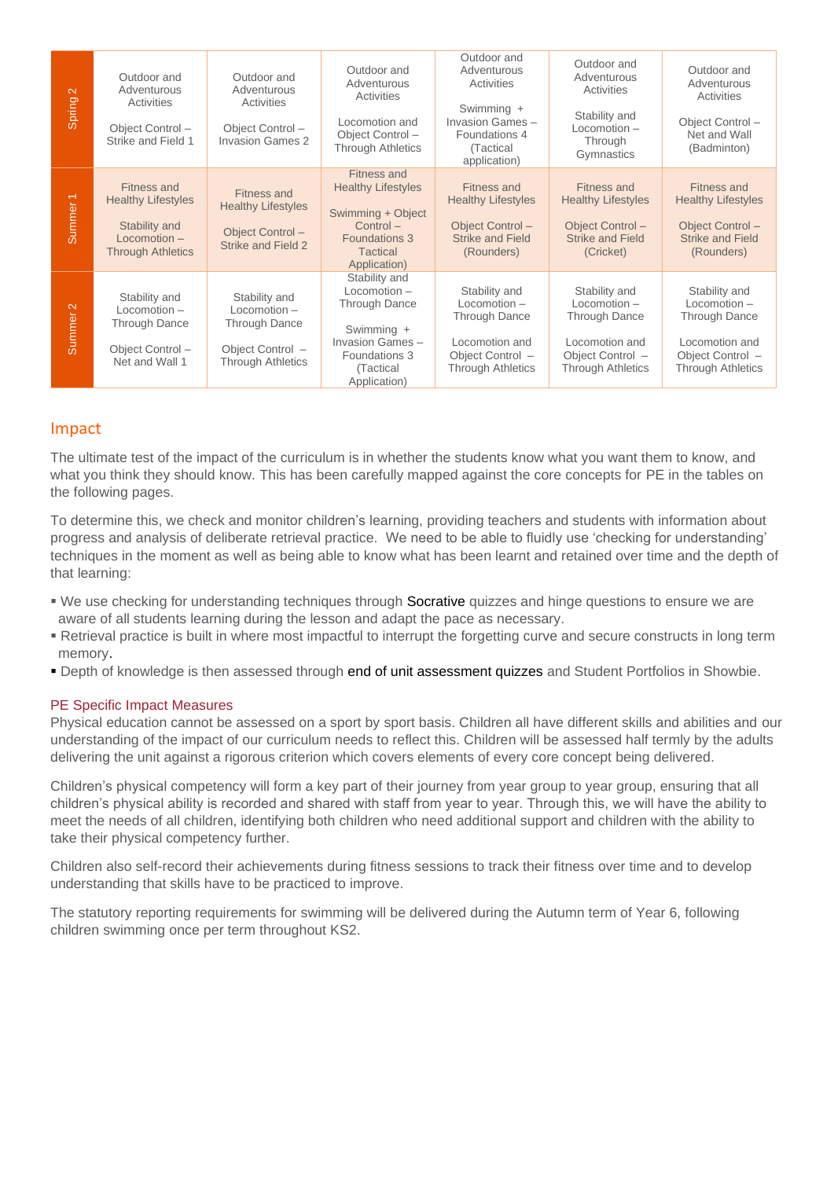| | | | | | | |
|---|---|---|---|---|---|---|
| Spring 2 | Outdoor and Adventurous Activities<br><br>Object Control – Strike and Field 1 | Outdoor and Adventurous Activities<br><br>Object Control – Invasion Games 2 | Outdoor and Adventurous Activities<br><br>Locomotion and Object Control – Through Athletics | Outdoor and Adventurous Activities<br><br>Swimming + Invasion Games – Foundations 4 (Tactical application) | Outdoor and Adventurous Activities<br><br>Stability and Locomotion – Through Gymnastics | Outdoor and Adventurous Activities<br><br>Object Control – Net and Wall (Badminton) |
| Summer 1 | Fitness and Healthy Lifestyles<br><br>Stability and Locomotion – Through Athletics | Fitness and Healthy Lifestyles<br><br>Object Control – Strike and Field 2 | Fitness and Healthy Lifestyles<br><br>Swimming + Object Control – Foundations 3 Tactical Application) | Fitness and Healthy Lifestyles<br><br>Object Control – Strike and Field (Rounders) | Fitness and Healthy Lifestyles<br><br>Object Control – Strike and Field (Cricket) | Fitness and Healthy Lifestyles<br><br>Object Control – Strike and Field (Rounders) |
| Summer 2 | Stability and Locomotion – Through Dance<br><br>Object Control – Net and Wall 1 | Stability and Locomotion – Through Dance<br><br>Object Control – Through Athletics | Stability and Locomotion – Through Dance<br><br>Swimming + Invasion Games – Foundations 3 (Tactical Application) | Stability and Locomotion – Through Dance<br><br>Locomotion and Object Control – Through Athletics | Stability and Locomotion – Through Dance<br><br>Locomotion and Object Control – Through Athletics | Stability and Locomotion – Through Dance<br><br>Locomotion and Object Control – Through Athletics |

## Impact

The ultimate test of the impact of the curriculum is in whether the students know what you want them to know, and what you think they should know. This has been carefully mapped against the core concepts for PE in the tables on the following pages.

To determine this, we check and monitor children's learning, providing teachers and students with information about progress and analysis of deliberate retrieval practice. We need to be able to fluidly use 'checking for understanding' techniques in the moment as well as being able to know what has been learnt and retained over time and the depth of that learning:

- We use checking for understanding techniques through Socrative quizzes and hinge questions to ensure we are aware of all students learning during the lesson and adapt the pace as necessary.
- Retrieval practice is built in where most impactful to interrupt the forgetting curve and secure constructs in long term memory.
- Depth of knowledge is then assessed through end of unit assessment quizzes and Student Portfolios in Showbie.

### PE Specific Impact Measures

Physical education cannot be assessed on a sport by sport basis. Children all have different skills and abilities and our understanding of the impact of our curriculum needs to reflect this. Children will be assessed half termly by the adults delivering the unit against a rigorous criterion which covers elements of every core concept being delivered.

Children's physical competency will form a key part of their journey from year group to year group, ensuring that all children's physical ability is recorded and shared with staff from year to year. Through this, we will have the ability to meet the needs of all children, identifying both children who need additional support and children with the ability to take their physical competency further.

Children also self-record their achievements during fitness sessions to track their fitness over time and to develop understanding that skills have to be practiced to improve.

The statutory reporting requirements for swimming will be delivered during the Autumn term of Year 6, following children swimming once per term throughout KS2.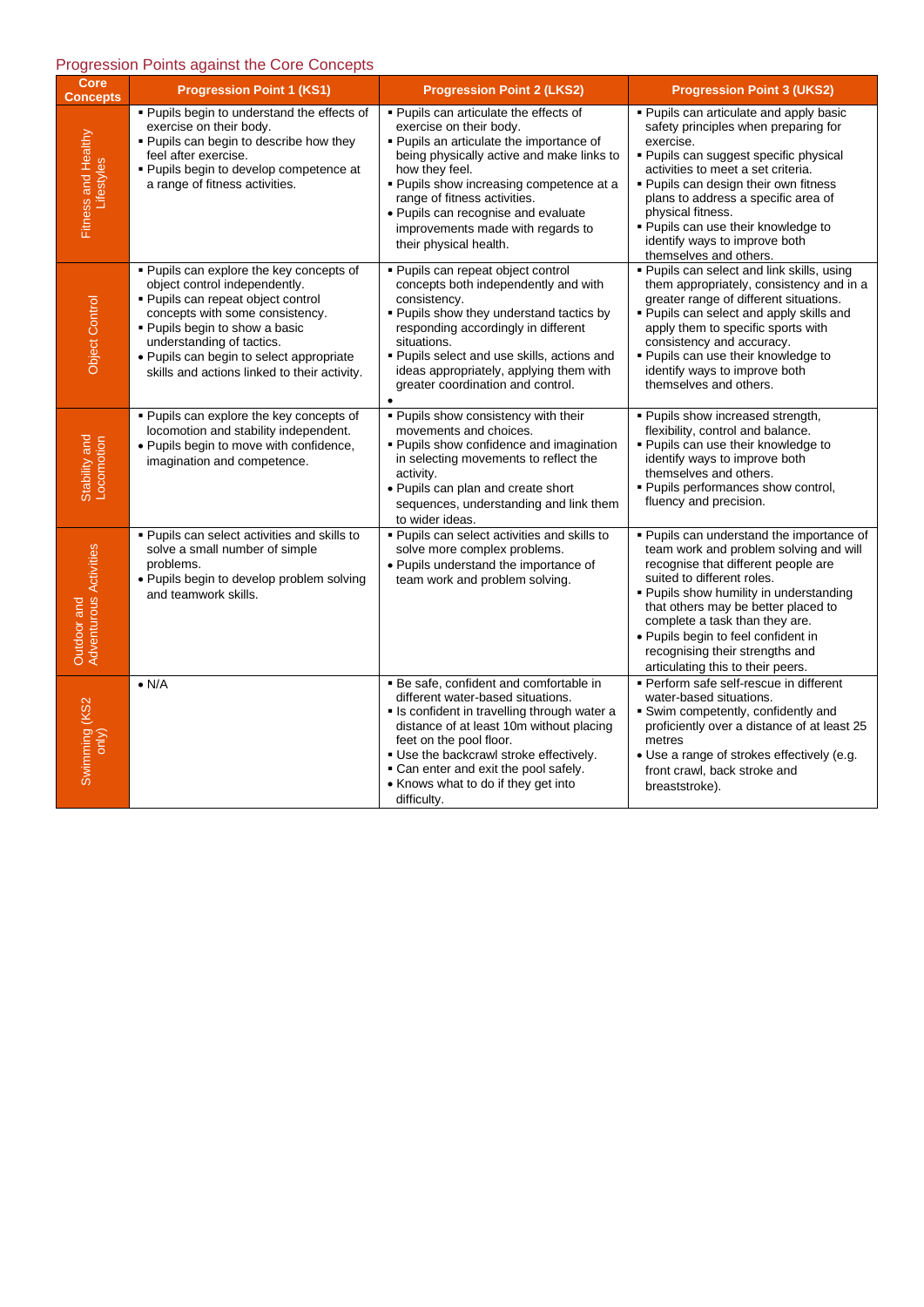## Progression Points against the Core Concepts

| Core Concepts | Progression Point 1 (KS1) | Progression Point 2 (LKS2) | Progression Point 3 (UKS2) |
|---|---|---|---|
| Fitness and Healthy Lifestyles | ▪ Pupils begin to understand the effects of exercise on their body.<br>▪ Pupils can begin to describe how they feel after exercise.<br>▪ Pupils begin to develop competence at a range of fitness activities. | ▪ Pupils can articulate the effects of exercise on their body.<br>▪ Pupils an articulate the importance of being physically active and make links to how they feel.<br>▪ Pupils show increasing competence at a range of fitness activities.<br>• Pupils can recognise and evaluate improvements made with regards to their physical health. | ▪ Pupils can articulate and apply basic safety principles when preparing for exercise.<br>▪ Pupils can suggest specific physical activities to meet a set criteria.<br>▪ Pupils can design their own fitness plans to address a specific area of physical fitness.<br>▪ Pupils can use their knowledge to identify ways to improve both themselves and others. |
| Object Control | ▪ Pupils can explore the key concepts of object control independently.<br>▪ Pupils can repeat object control concepts with some consistency.<br>▪ Pupils begin to show a basic understanding of tactics.<br>• Pupils can begin to select appropriate skills and actions linked to their activity. | ▪ Pupils can repeat object control concepts both independently and with consistency.<br>▪ Pupils show they understand tactics by responding accordingly in different situations.<br>▪ Pupils select and use skills, actions and ideas appropriately, applying them with greater coordination and control.<br>• | ▪ Pupils can select and link skills, using them appropriately, consistency and in a greater range of different situations.<br>▪ Pupils can select and apply skills and apply them to specific sports with consistency and accuracy.<br>▪ Pupils can use their knowledge to identify ways to improve both themselves and others. |
| Stability and Locomotion | ▪ Pupils can explore the key concepts of locomotion and stability independent.<br>• Pupils begin to move with confidence, imagination and competence. | ▪ Pupils show consistency with their movements and choices.<br>▪ Pupils show confidence and imagination in selecting movements to reflect the activity.<br>• Pupils can plan and create short sequences, understanding and link them to wider ideas. | ▪ Pupils show increased strength, flexibility, control and balance.<br>▪ Pupils can use their knowledge to identify ways to improve both themselves and others.<br>▪ Pupils performances show control, fluency and precision. |
| Outdoor and Adventurous Activities | ▪ Pupils can select activities and skills to solve a small number of simple problems.<br>• Pupils begin to develop problem solving and teamwork skills. | ▪ Pupils can select activities and skills to solve more complex problems.<br>• Pupils understand the importance of team work and problem solving. | ▪ Pupils can understand the importance of team work and problem solving and will recognise that different people are suited to different roles.<br>▪ Pupils show humility in understanding that others may be better placed to complete a task than they are.<br>• Pupils begin to feel confident in recognising their strengths and articulating this to their peers. |
| Swimming (KS2 only) | • N/A | ▪ Be safe, confident and comfortable in different water-based situations.<br>▪ Is confident in travelling through water a distance of at least 10m without placing feet on the pool floor.<br>▪ Use the backcrawl stroke effectively.<br>▪ Can enter and exit the pool safely.<br>• Knows what to do if they get into difficulty. | ▪ Perform safe self-rescue in different water-based situations.<br>▪ Swim competently, confidently and proficiently over a distance of at least 25 metres<br>• Use a range of strokes effectively (e.g. front crawl, back stroke and breaststroke). |